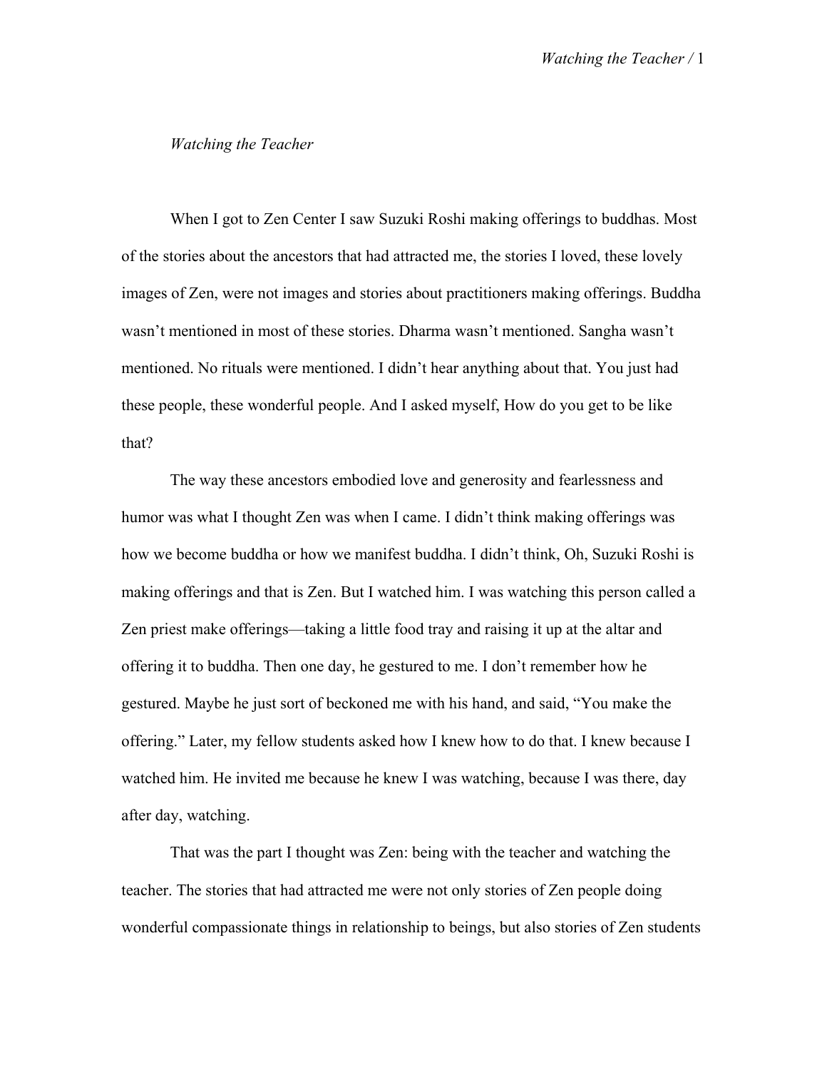*Watching the Teacher*

When I got to Zen Center I saw Suzuki Roshi making offerings to buddhas. Most of the stories about the ancestors that had attracted me, the stories I loved, these lovely images of Zen, were not images and stories about practitioners making offerings. Buddha wasn't mentioned in most of these stories. Dharma wasn't mentioned. Sangha wasn't mentioned. No rituals were mentioned. I didn't hear anything about that. You just had these people, these wonderful people. And I asked myself, How do you get to be like that?

The way these ancestors embodied love and generosity and fearlessness and humor was what I thought Zen was when I came. I didn't think making offerings was how we become buddha or how we manifest buddha. I didn't think, Oh, Suzuki Roshi is making offerings and that is Zen. But I watched him. I was watching this person called a Zen priest make offerings—taking a little food tray and raising it up at the altar and offering it to buddha. Then one day, he gestured to me. I don't remember how he gestured. Maybe he just sort of beckoned me with his hand, and said, "You make the offering." Later, my fellow students asked how I knew how to do that. I knew because I watched him. He invited me because he knew I was watching, because I was there, day after day, watching.

That was the part I thought was Zen: being with the teacher and watching the teacher. The stories that had attracted me were not only stories of Zen people doing wonderful compassionate things in relationship to beings, but also stories of Zen students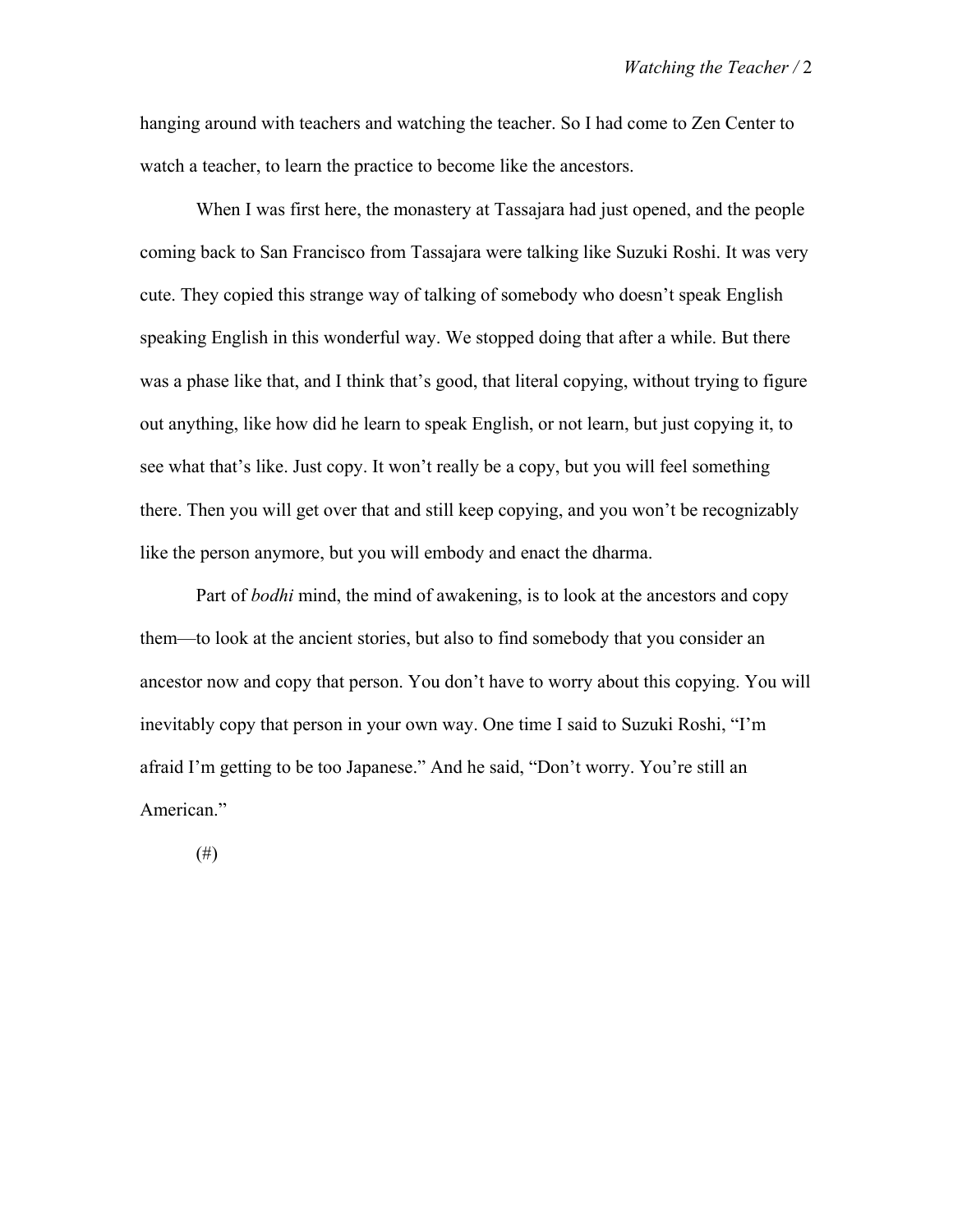hanging around with teachers and watching the teacher. So I had come to Zen Center to watch a teacher, to learn the practice to become like the ancestors.

When I was first here, the monastery at Tassajara had just opened, and the people coming back to San Francisco from Tassajara were talking like Suzuki Roshi. It was very cute. They copied this strange way of talking of somebody who doesn't speak English speaking English in this wonderful way. We stopped doing that after a while. But there was a phase like that, and I think that's good, that literal copying, without trying to figure out anything, like how did he learn to speak English, or not learn, but just copying it, to see what that's like. Just copy. It won't really be a copy, but you will feel something there. Then you will get over that and still keep copying, and you won't be recognizably like the person anymore, but you will embody and enact the dharma.

Part of *bodhi* mind, the mind of awakening, is to look at the ancestors and copy them—to look at the ancient stories, but also to find somebody that you consider an ancestor now and copy that person. You don't have to worry about this copying. You will inevitably copy that person in your own way. One time I said to Suzuki Roshi, "I'm afraid I'm getting to be too Japanese." And he said, "Don't worry. You're still an American."

(#)